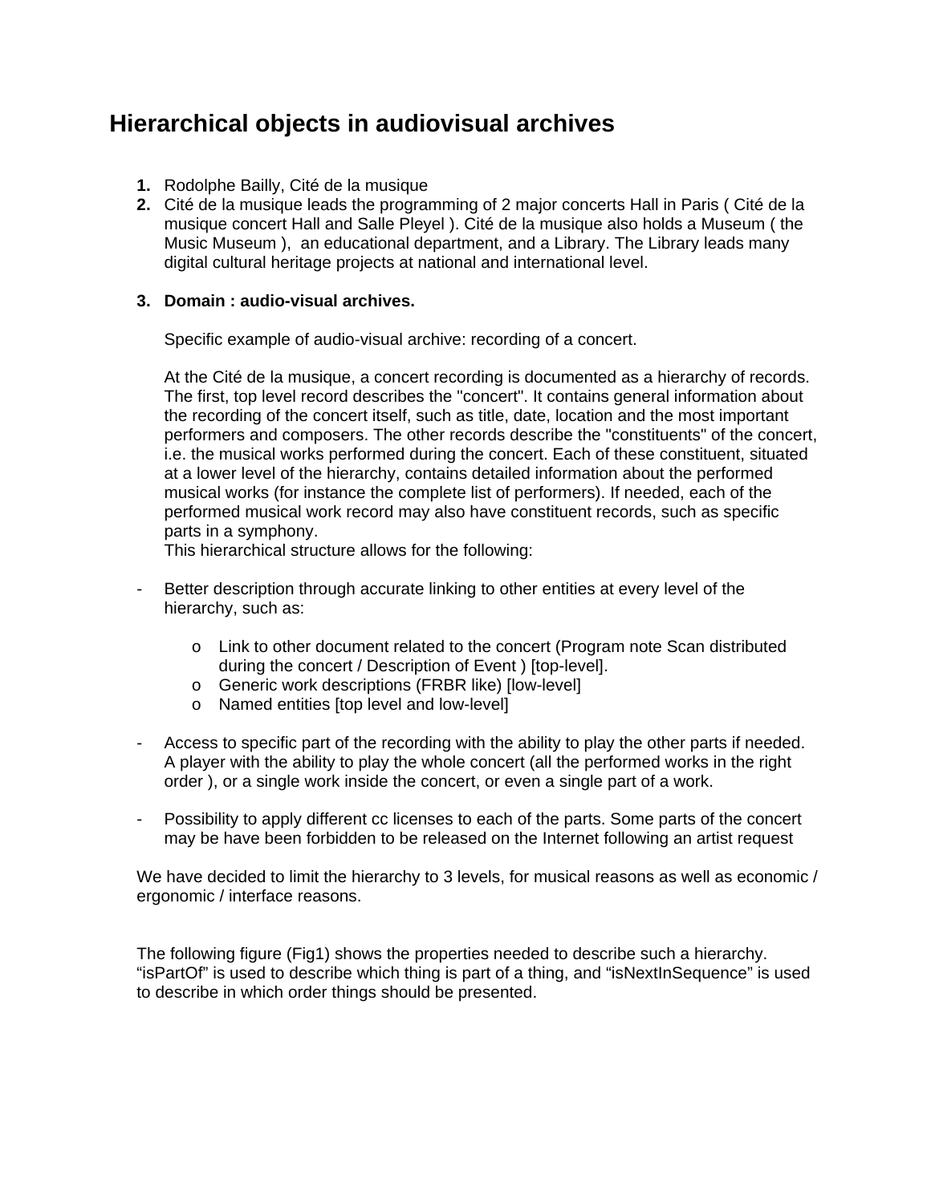# Hierarchical objects in audiovisual archives

1. Rodolphe Bailly, Cité de la musique
2. Cité de la musique leads the programming of 2 major concerts Hall in Paris ( Cité de la musique concert Hall and Salle Pleyel ). Cité de la musique also holds a Museum ( the Music Museum ), an educational department, and a Library. The Library leads many digital cultural heritage projects at national and international level.
3. **Domain : audio-visual archives.**

   Specific example of audio-visual archive: recording of a concert.

   At the Cité de la musique, a concert recording is documented as a hierarchy of records. The first, top level record describes the "concert". It contains general information about the recording of the concert itself, such as title, date, location and the most important performers and composers. The other records describe the "constituents" of the concert, i.e. the musical works performed during the concert. Each of these constituent, situated at a lower level of the hierarchy, contains detailed information about the performed musical works (for instance the complete list of performers). If needed, each of the performed musical work record may also have constituent records, such as specific parts in a symphony.
   This hierarchical structure allows for the following:

- Better description through accurate linking to other entities at every level of the hierarchy, such as:
    - Link to other document related to the concert (Program note Scan distributed during the concert / Description of Event ) [top-level].
    - Generic work descriptions (FRBR like) [low-level]
    - Named entities [top level and low-level]
- Access to specific part of the recording with the ability to play the other parts if needed. A player with the ability to play the whole concert (all the performed works in the right order ), or a single work inside the concert, or even a single part of a work.
- Possibility to apply different cc licenses to each of the parts. Some parts of the concert may be have been forbidden to be released on the Internet following an artist request

We have decided to limit the hierarchy to 3 levels, for musical reasons as well as economic / ergonomic / interface reasons.

The following figure (Fig1) shows the properties needed to describe such a hierarchy. “isPartOf” is used to describe which thing is part of a thing, and “isNextInSequence” is used to describe in which order things should be presented.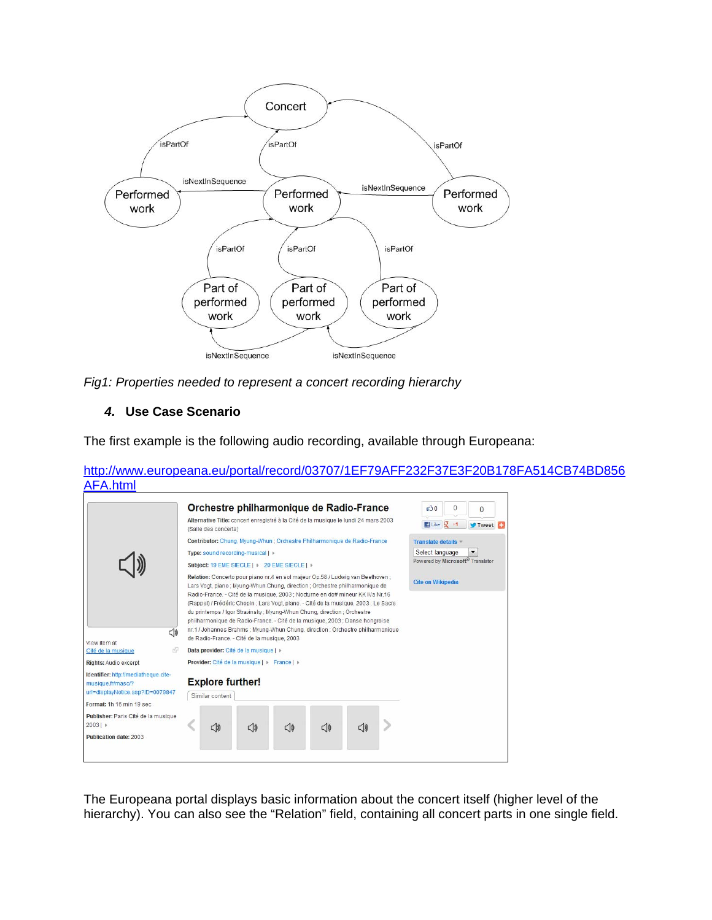*Fig1: Properties needed to represent a concert recording hierarchy*

### 4. Use Case Scenario

The first example is the following audio recording, available through Europeana:

[http://www.europeana.eu/portal/record/03707/1EF79AFF232F37E3F20B178FA514CB74BD856AFA.html](http://www.europeana.eu/portal/record/03707/1EF79AFF232F37E3F20B178FA514CB74BD856AFA.html)

The Europeana portal displays basic information about the concert itself (higher level of the hierarchy). You can also see the "Relation" field, containing all concert parts in one single field.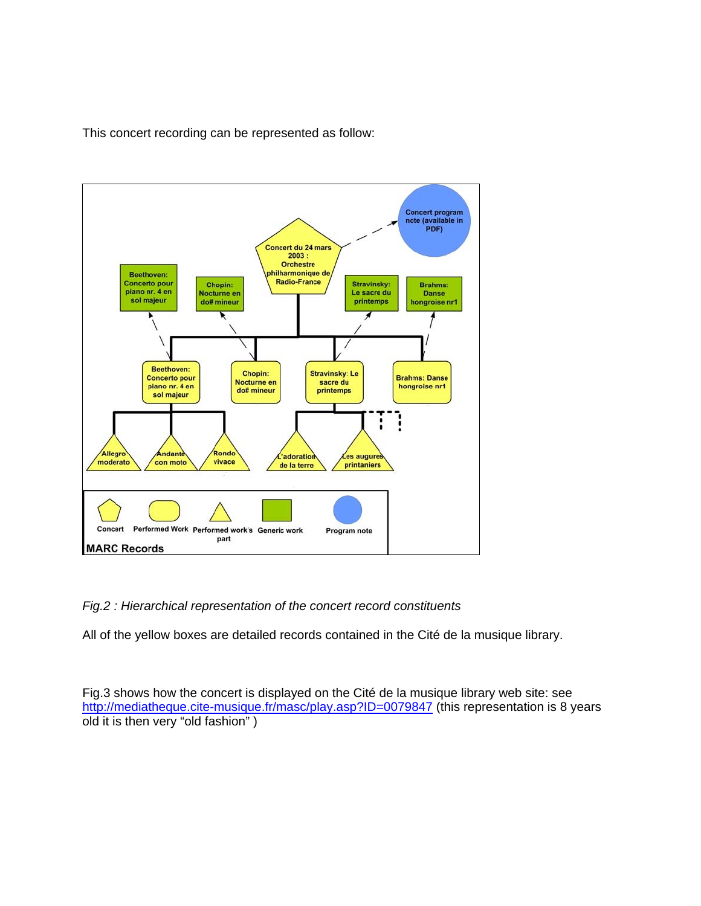This concert recording can be represented as follow:

*Fig.2 : Hierarchical representation of the concert record constituents*

All of the yellow boxes are detailed records contained in the Cité de la musique library.

Fig.3 shows how the concert is displayed on the Cité de la musique library web site: see [http://mediatheque.cite-musique.fr/masc/play.asp?ID=0079847](http://mediatheque.cite-musique.fr/masc/play.asp?ID=0079847) (this representation is 8 years old it is then very "old fashion" )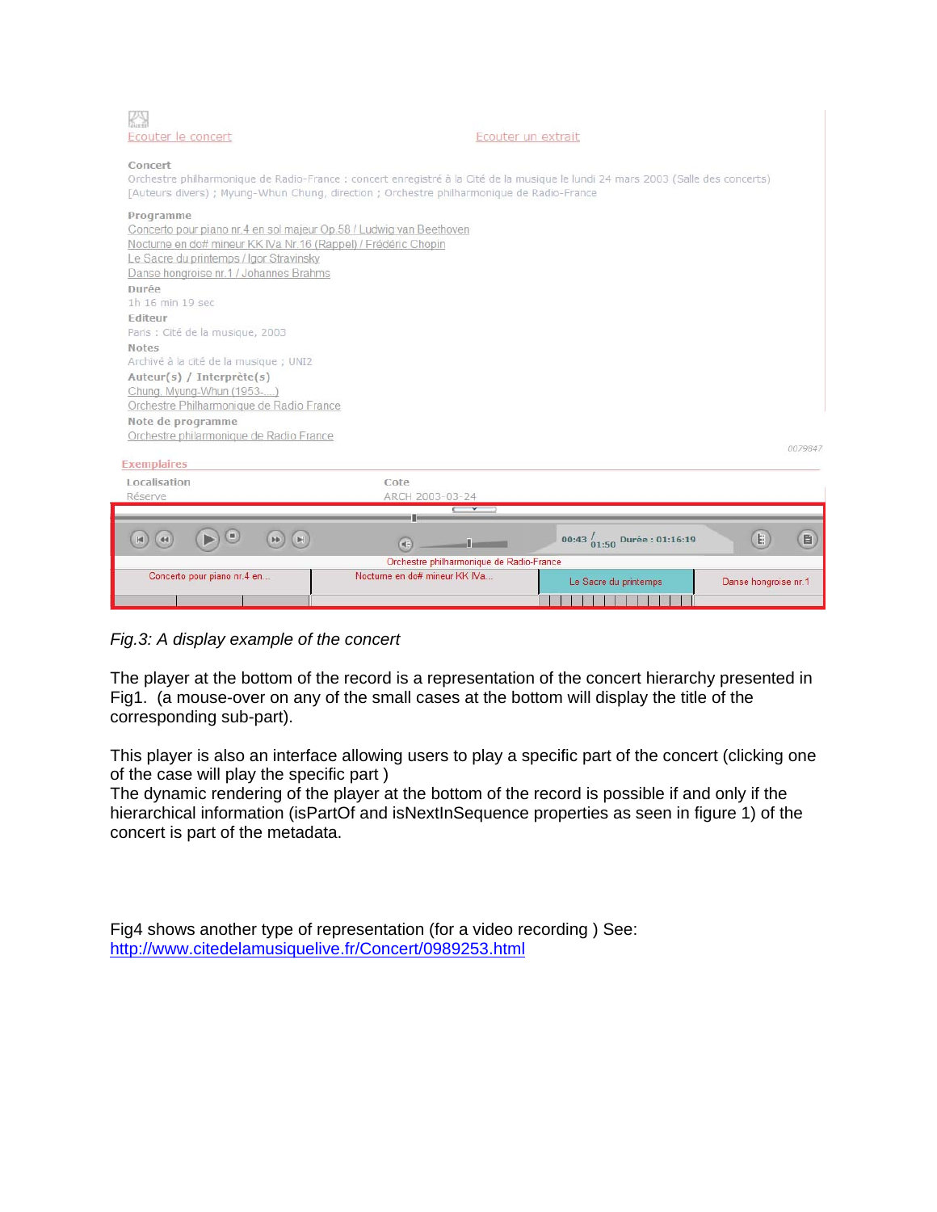Ecouter le concert

Ecouter un extrait

**Concert**

Orchestre philharmonique de Radio-France : concert enregistré à la Cité de la musique le lundi 24 mars 2003 (Salle des concerts) [Auteurs divers] ; Myung-Whun Chung, direction ; Orchestre philharmonique de Radio-France

**Programme**

Concerto pour piano nr.4 en sol majeur Op.58 / Ludwig van Beethoven
Nocturne en do# mineur KK IVa Nr.16 (Rappel) / Frédéric Chopin
Le Sacre du printemps / Igor Stravinsky
Danse hongroise nr.1 / Johannes Brahms

**Durée**

1h 16 min 19 sec

**Editeur**

Paris : Cité de la musique, 2003

**Notes**

Archivé à la cité de la musique ; UNI2

**Auteur(s) / Interprète(s)**

Chung, Myung-Whun (1953-....)
Orchestre Philharmonique de Radio France

**Note de programme**

Orchestre philarmonique de Radio France

0079847

**Exemplaires**

| Localisation | Cote |
|---|---|
| Réserve | ARCH 2003-03-24 |

00:43 / 01:50 Durée : 01:16:19

Orchestre philharmonique de Radio-France

| Concerto pour piano nr.4 en... | Nocturne en do# mineur KK IVa... | Le Sacre du printemps | Danse hongroise nr.1 |
|---|---|---|---|

*Fig.3: A display example of the concert*

The player at the bottom of the record is a representation of the concert hierarchy presented in Fig1. (a mouse-over on any of the small cases at the bottom will display the title of the corresponding sub-part).

This player is also an interface allowing users to play a specific part of the concert (clicking one of the case will play the specific part )
The dynamic rendering of the player at the bottom of the record is possible if and only if the hierarchical information (isPartOf and isNextInSequence properties as seen in figure 1) of the concert is part of the metadata.

Fig4 shows another type of representation (for a video recording ) See:
http://www.citedelamusiquelive.fr/Concert/0989253.html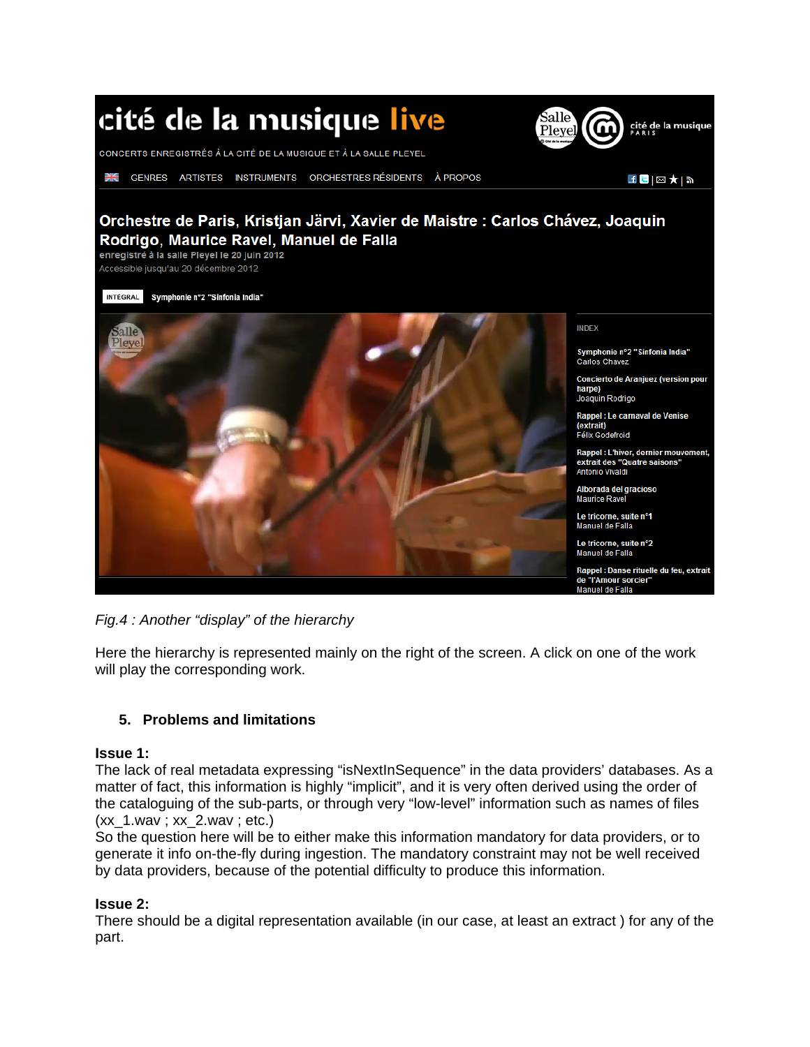*Fig.4 : Another “display” of the hierarchy*

Here the hierarchy is represented mainly on the right of the screen. A click on one of the work will play the corresponding work.

## 5. Problems and limitations

**Issue 1:**
The lack of real metadata expressing “isNextInSequence” in the data providers’ databases. As a matter of fact, this information is highly “implicit”, and it is very often derived using the order of the cataloguing of the sub-parts, or through very “low-level” information such as names of files (xx_1.wav ; xx_2.wav ; etc.)
So the question here will be to either make this information mandatory for data providers, or to generate it info on-the-fly during ingestion. The mandatory constraint may not be well received by data providers, because of the potential difficulty to produce this information.

**Issue 2:**
There should be a digital representation available (in our case, at least an extract ) for any of the part.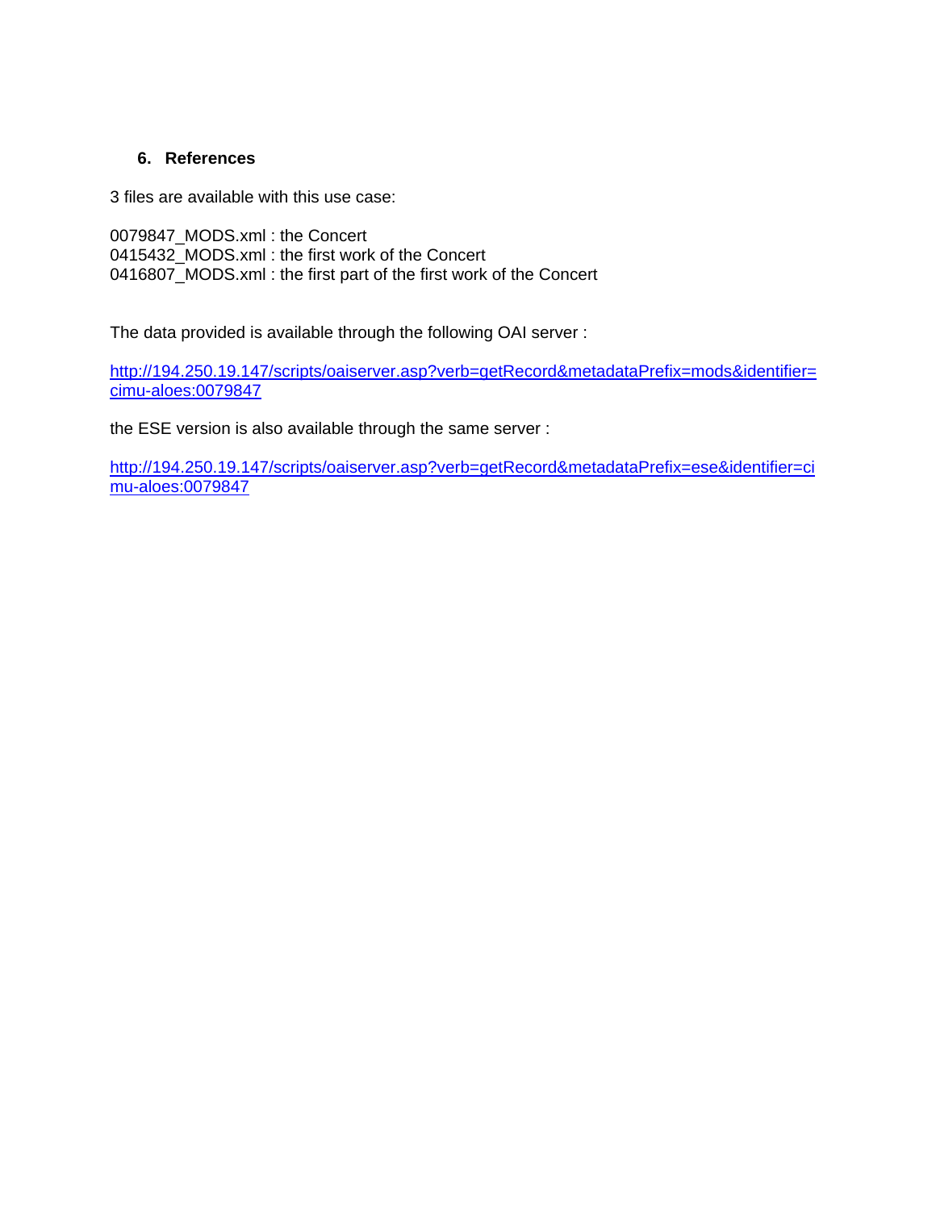## 6. References

3 files are available with this use case:

0079847_MODS.xml : the Concert
0415432_MODS.xml : the first work of the Concert
0416807_MODS.xml : the first part of the first work of the Concert

The data provided is available through the following OAI server :

http://194.250.19.147/scripts/oaiserver.asp?verb=getRecord&metadataPrefix=mods&identifier=cimu-aloes:0079847

the ESE version is also available through the same server :

http://194.250.19.147/scripts/oaiserver.asp?verb=getRecord&metadataPrefix=ese&identifier=cimu-aloes:0079847